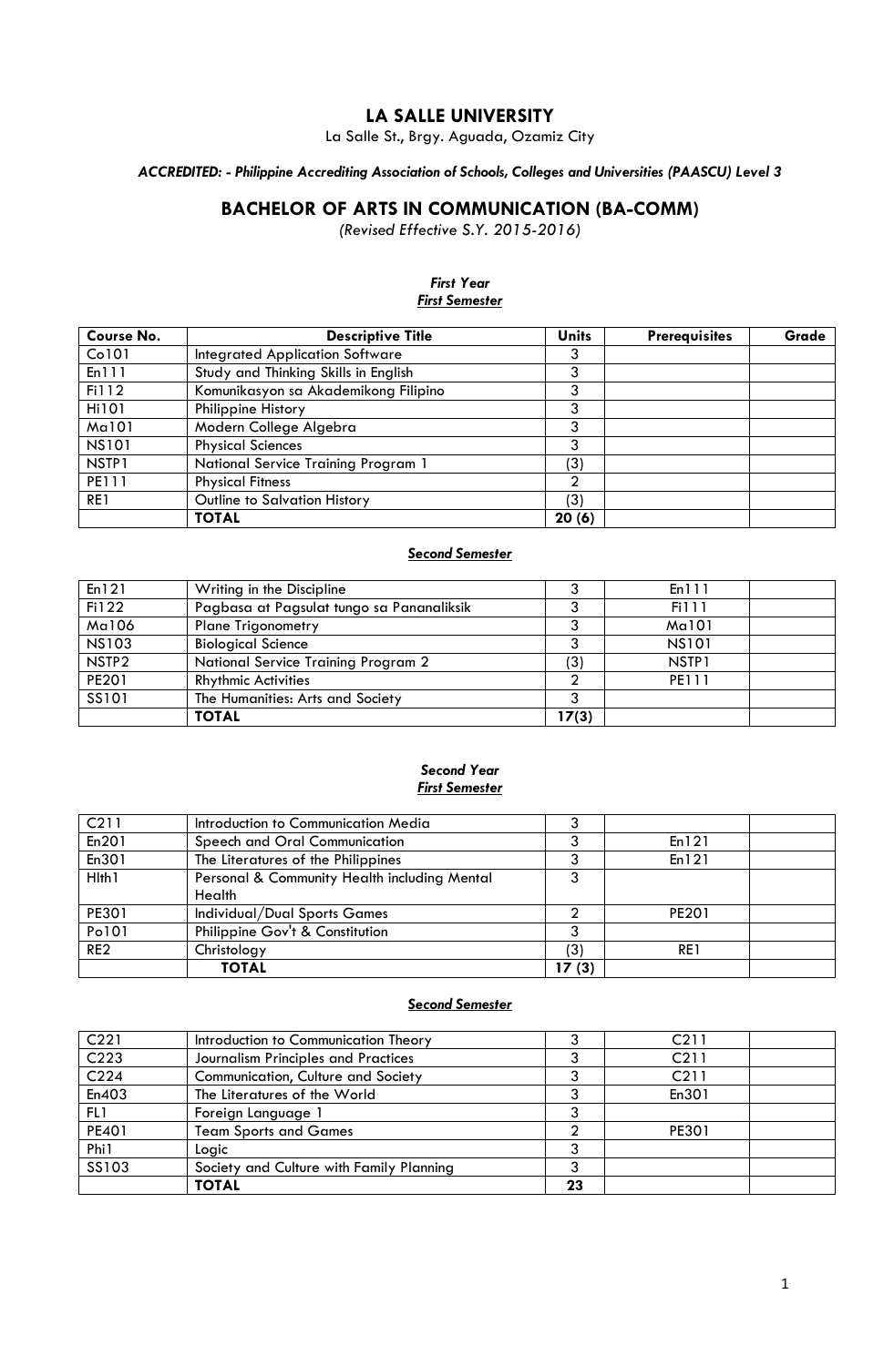# LA SALLE UNIVERSITY

La Salle St., Brgy. Aguada, Ozamiz City

***ACCREDITED: - Philippine Accrediting Association of Schools, Colleges and Universities (PAASCU) Level 3***

## BACHELOR OF ARTS IN COMMUNICATION (BA-COMM)

*(Revised Effective S.Y. 2015-2016)*

### *First Year*

#### ***First Semester***

| Course No. | Descriptive Title | Units | Prerequisites | Grade |
|---|---|---|---|---|
| Co101 | Integrated Application Software | 3 | | |
| En111 | Study and Thinking Skills in English | 3 | | |
| Fi112 | Komunikasyon sa Akademikong Filipino | 3 | | |
| Hi101 | Philippine History | 3 | | |
| Ma101 | Modern College Algebra | 3 | | |
| NS101 | Physical Sciences | 3 | | |
| NSTP1 | National Service Training Program 1 | (3) | | |
| PE111 | Physical Fitness | 2 | | |
| RE1 | Outline to Salvation History | (3) | | |
| | **TOTAL** | **20 (6)** | | |

#### ***Second Semester***

| Course No. | Descriptive Title | Units | Prerequisites | Grade |
|---|---|---|---|---|
| En121 | Writing in the Discipline | 3 | En111 | |
| Fi122 | Pagbasa at Pagsulat tungo sa Pananaliksik | 3 | Fi111 | |
| Ma106 | Plane Trigonometry | 3 | Ma101 | |
| NS103 | Biological Science | 3 | NS101 | |
| NSTP2 | National Service Training Program 2 | (3) | NSTP1 | |
| PE201 | Rhythmic Activities | 2 | PE111 | |
| SS101 | The Humanities: Arts and Society | 3 | | |
| | **TOTAL** | **17(3)** | | |

### *Second Year*

#### ***First Semester***

| Course No. | Descriptive Title | Units | Prerequisites | Grade |
|---|---|---|---|---|
| C211 | Introduction to Communication Media | 3 | | |
| En201 | Speech and Oral Communication | 3 | En121 | |
| En301 | The Literatures of the Philippines | 3 | En121 | |
| Hlth1 | Personal & Community Health including Mental Health | 3 | | |
| PE301 | Individual/Dual Sports Games | 2 | PE201 | |
| Po101 | Philippine Gov't & Constitution | 3 | | |
| RE2 | Christology | (3) | RE1 | |
| | **TOTAL** | **17 (3)** | | |

#### ***Second Semester***

| Course No. | Descriptive Title | Units | Prerequisites | Grade |
|---|---|---|---|---|
| C221 | Introduction to Communication Theory | 3 | C211 | |
| C223 | Journalism Principles and Practices | 3 | C211 | |
| C224 | Communication, Culture and Society | 3 | C211 | |
| En403 | The Literatures of the World | 3 | En301 | |
| FL1 | Foreign Language 1 | 3 | | |
| PE401 | Team Sports and Games | 2 | PE301 | |
| Phi1 | Logic | 3 | | |
| SS103 | Society and Culture with Family Planning | 3 | | |
| | **TOTAL** | **23** | | |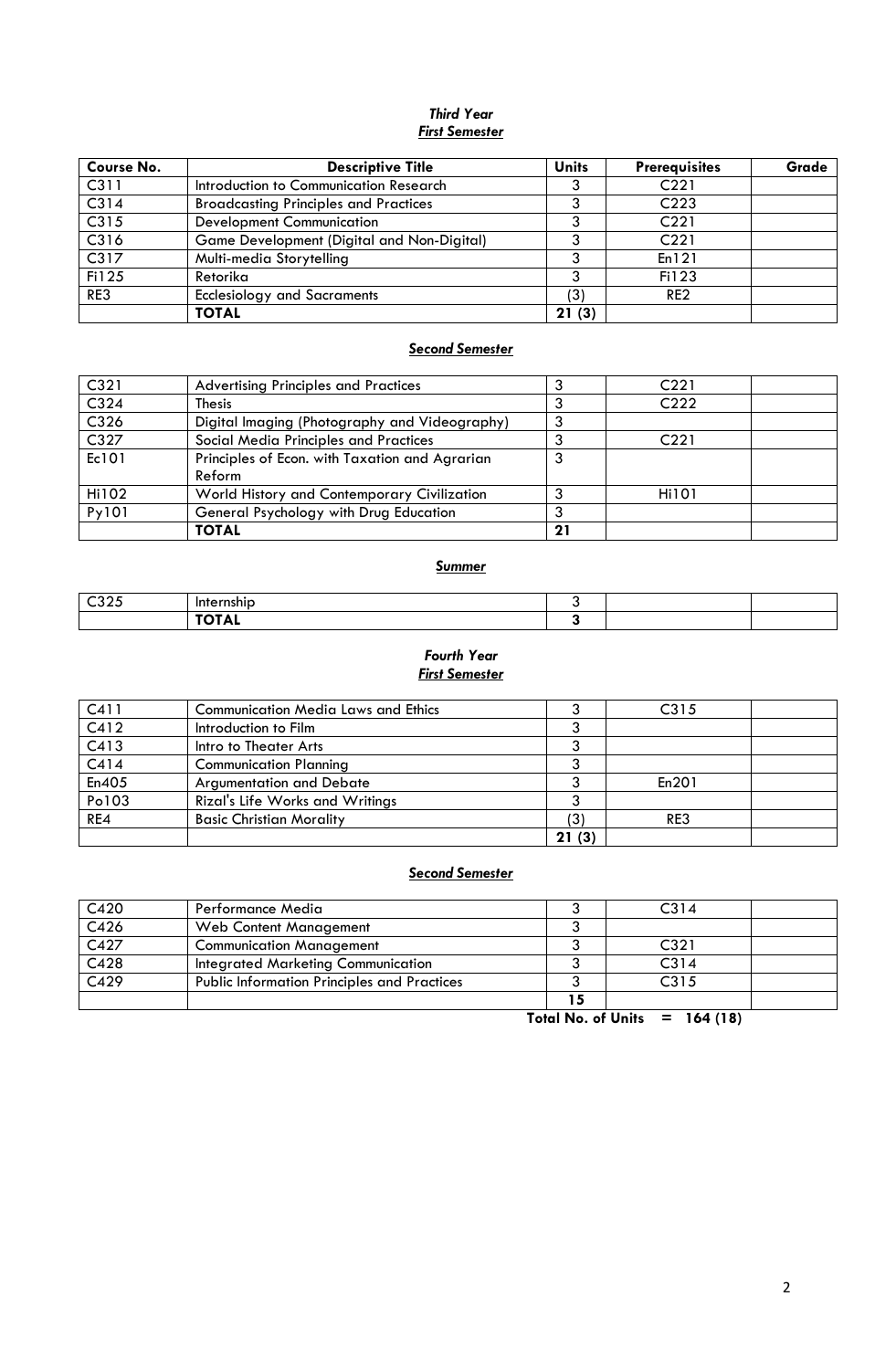***Third Year***
***First Semester***

| Course No. | Descriptive Title | Units | Prerequisites | Grade |
|---|---|---|---|---|
| C311 | Introduction to Communication Research | 3 | C221 | |
| C314 | Broadcasting Principles and Practices | 3 | C223 | |
| C315 | Development Communication | 3 | C221 | |
| C316 | Game Development (Digital and Non-Digital) | 3 | C221 | |
| C317 | Multi-media Storytelling | 3 | En121 | |
| Fi125 | Retorika | 3 | Fi123 | |
| RE3 | Ecclesiology and Sacraments | (3) | RE2 | |
| | **TOTAL** | **21 (3)** | | |

***Second Semester***

| | | | | |
|---|---|---|---|---|
| C321 | Advertising Principles and Practices | 3 | C221 | |
| C324 | Thesis | 3 | C222 | |
| C326 | Digital Imaging (Photography and Videography) | 3 | | |
| C327 | Social Media Principles and Practices | 3 | C221 | |
| Ec101 | Principles of Econ. with Taxation and Agrarian Reform | 3 | | |
| Hi102 | World History and Contemporary Civilization | 3 | Hi101 | |
| Py101 | General Psychology with Drug Education | 3 | | |
| | **TOTAL** | **21** | | |

***Summer***

| | | | | |
|---|---|---|---|---|
| C325 | Internship | 3 | | |
| | **TOTAL** | **3** | | |

***Fourth Year***
***First Semester***

| | | | | |
|---|---|---|---|---|
| C411 | Communication Media Laws and Ethics | 3 | C315 | |
| C412 | Introduction to Film | 3 | | |
| C413 | Intro to Theater Arts | 3 | | |
| C414 | Communication Planning | 3 | | |
| En405 | Argumentation and Debate | 3 | En201 | |
| Po103 | Rizal's Life Works and Writings | 3 | | |
| RE4 | Basic Christian Morality | (3) | RE3 | |
| | | **21 (3)** | | |

***Second Semester***

| | | | | |
|---|---|---|---|---|
| C420 | Performance Media | 3 | C314 | |
| C426 | Web Content Management | 3 | | |
| C427 | Communication Management | 3 | C321 | |
| C428 | Integrated Marketing Communication | 3 | C314 | |
| C429 | Public Information Principles and Practices | 3 | C315 | |
| | | **15** | | |

**Total No. of Units = 164 (18)**